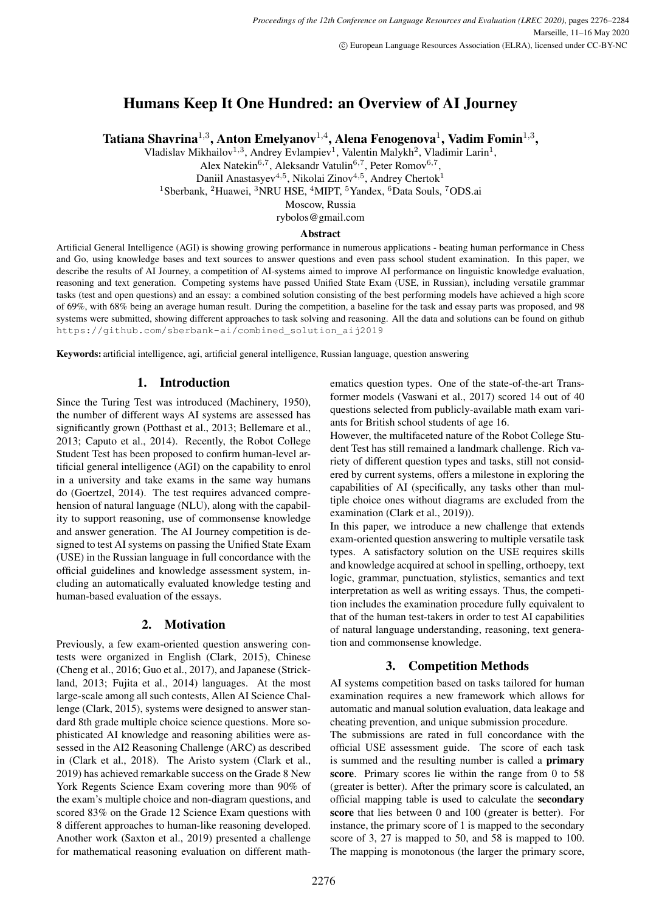# Humans Keep It One Hundred: an Overview of AI Journey

**Tatiana Shavrina[1,3], Anton Emelyanov[1,4], Alena Fenogenova[1], Vadim Fomin[1,3],**
Vladislav Mikhailov[1,3], Andrey Evlampiev[1], Valentin Malykh[2], Vladimir Larin[1],
Alex Natekin[6,7], Aleksandr Vatulin[6,7], Peter Romov[6,7],
Daniil Anastasyev[4,5], Nikolai Zinov[4,5], Andrey Chertok[1]
[1]Sberbank, [2]Huawei, [3]NRU HSE, [4]MIPT, [5]Yandex, [6]Data Souls, [7]ODS.ai
Moscow, Russia
rybolos@gmail.com

### Abstract

Artificial General Intelligence (AGI) is showing growing performance in numerous applications - beating human performance in Chess and Go, using knowledge bases and text sources to answer questions and even pass school student examination. In this paper, we describe the results of AI Journey, a competition of AI-systems aimed to improve AI performance on linguistic knowledge evaluation, reasoning and text generation. Competing systems have passed Unified State Exam (USE, in Russian), including versatile grammar tasks (test and open questions) and an essay: a combined solution consisting of the best performing models have achieved a high score of 69%, with 68% being an average human result. During the competition, a baseline for the task and essay parts was proposed, and 98 systems were submitted, showing different approaches to task solving and reasoning. All the data and solutions can be found on github https://github.com/sberbank-ai/combined_solution_aij2019

**Keywords:** artificial intelligence, agi, artificial general intelligence, Russian language, question answering

## 1. Introduction

Since the Turing Test was introduced (Machinery, 1950), the number of different ways AI systems are assessed has significantly grown (Potthast et al., 2013; Bellemare et al., 2013; Caputo et al., 2014). Recently, the Robot College Student Test has been proposed to confirm human-level artificial general intelligence (AGI) on the capability to enrol in a university and take exams in the same way humans do (Goertzel, 2014). The test requires advanced comprehension of natural language (NLU), along with the capability to support reasoning, use of commonsense knowledge and answer generation. The AI Journey competition is designed to test AI systems on passing the Unified State Exam (USE) in the Russian language in full concordance with the official guidelines and knowledge assessment system, including an automatically evaluated knowledge testing and human-based evaluation of the essays.

## 2. Motivation

Previously, a few exam-oriented question answering contests were organized in English (Clark, 2015), Chinese (Cheng et al., 2016; Guo et al., 2017), and Japanese (Strickland, 2013; Fujita et al., 2014) languages. At the most large-scale among all such contests, Allen AI Science Challenge (Clark, 2015), systems were designed to answer standard 8th grade multiple choice science questions. More sophisticated AI knowledge and reasoning abilities were assessed in the AI2 Reasoning Challenge (ARC) as described in (Clark et al., 2018). The Aristo system (Clark et al., 2019) has achieved remarkable success on the Grade 8 New York Regents Science Exam covering more than 90% of the exam's multiple choice and non-diagram questions, and scored 83% on the Grade 12 Science Exam questions with 8 different approaches to human-like reasoning developed. Another work (Saxton et al., 2019) presented a challenge for mathematical reasoning evaluation on different mathematics question types. One of the state-of-the-art Transformer models (Vaswani et al., 2017) scored 14 out of 40 questions selected from publicly-available math exam variants for British school students of age 16.

However, the multifaceted nature of the Robot College Student Test has still remained a landmark challenge. Rich variety of different question types and tasks, still not considered by current systems, offers a milestone in exploring the capabilities of AI (specifically, any tasks other than multiple choice ones without diagrams are excluded from the examination (Clark et al., 2019)).

In this paper, we introduce a new challenge that extends exam-oriented question answering to multiple versatile task types. A satisfactory solution on the USE requires skills and knowledge acquired at school in spelling, orthoepy, text logic, grammar, punctuation, stylistics, semantics and text interpretation as well as writing essays. Thus, the competition includes the examination procedure fully equivalent to that of the human test-takers in order to test AI capabilities of natural language understanding, reasoning, text generation and commonsense knowledge.

## 3. Competition Methods

AI systems competition based on tasks tailored for human examination requires a new framework which allows for automatic and manual solution evaluation, data leakage and cheating prevention, and unique submission procedure.

The submissions are rated in full concordance with the official USE assessment guide. The score of each task is summed and the resulting number is called a **primary score**. Primary scores lie within the range from 0 to 58 (greater is better). After the primary score is calculated, an official mapping table is used to calculate the **secondary score** that lies between 0 and 100 (greater is better). For instance, the primary score of 1 is mapped to the secondary score of 3, 27 is mapped to 50, and 58 is mapped to 100. The mapping is monotonous (the larger the primary score,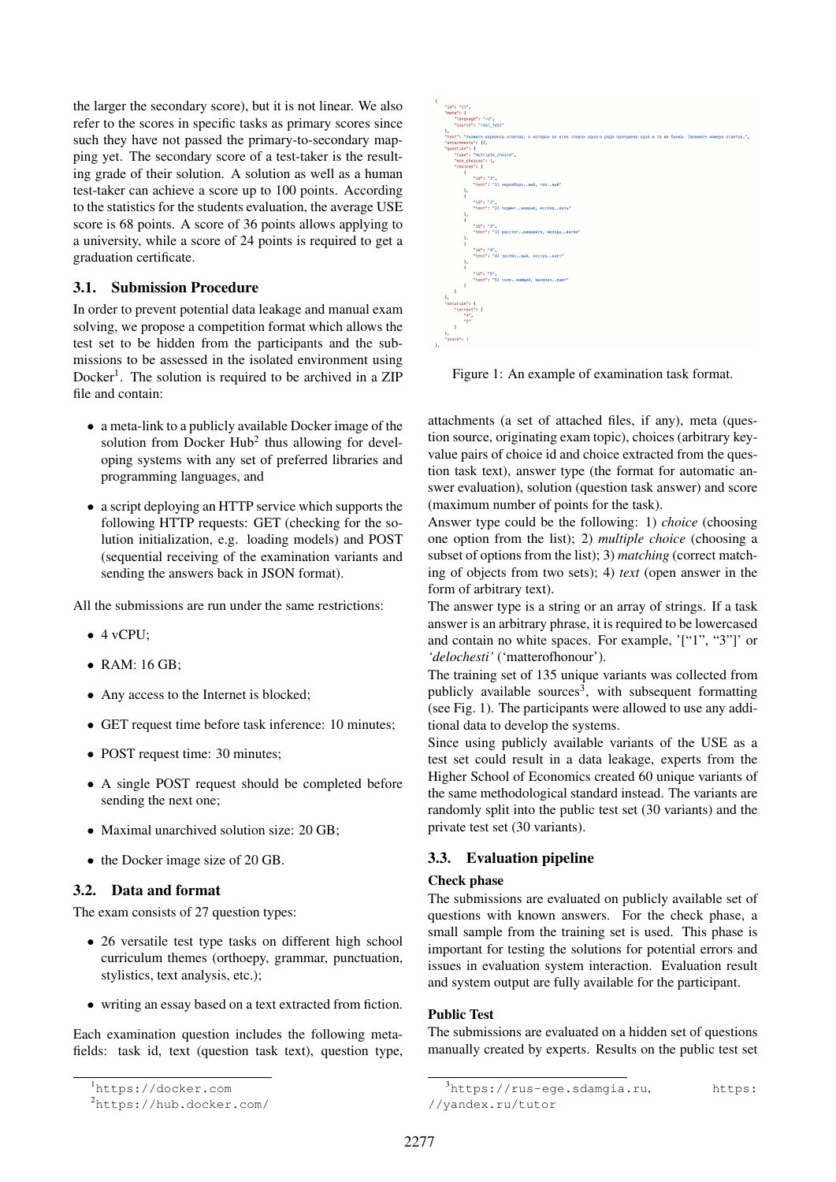the larger the secondary score), but it is not linear. We also refer to the scores in specific tasks as primary scores since such they have not passed the primary-to-secondary mapping yet. The secondary score of a test-taker is the resulting grade of their solution. A solution as well as a human test-taker can achieve a score up to 100 points. According to the statistics for the students evaluation, the average USE score is 68 points. A score of 36 points allows applying to a university, while a score of 24 points is required to get a graduation certificate.

### 3.1. Submission Procedure

In order to prevent potential data leakage and manual exam solving, we propose a competition format which allows the test set to be hidden from the participants and the submissions to be assessed in the isolated environment using Docker[1]. The solution is required to be archived in a ZIP file and contain:

- a meta-link to a publicly available Docker image of the solution from Docker Hub[2] thus allowing for developing systems with any set of preferred libraries and programming languages, and
- a script deploying an HTTP service which supports the following HTTP requests: GET (checking for the solution initialization, e.g. loading models) and POST (sequential receiving of the examination variants and sending the answers back in JSON format).

All the submissions are run under the same restrictions:

- 4 vCPU;
- RAM: 16 GB;
- Any access to the Internet is blocked;
- GET request time before task inference: 10 minutes;
- POST request time: 30 minutes;
- A single POST request should be completed before sending the next one;
- Maximal unarchived solution size: 20 GB;
- the Docker image size of 20 GB.

### 3.2. Data and format

The exam consists of 27 question types:

- 26 versatile test type tasks on different high school curriculum themes (orthoepy, grammar, punctuation, stylistics, text analysis, etc.);
- writing an essay based on a text extracted from fiction.

Each examination question includes the following meta-fields: task id, text (question task text), question type, attachments (a set of attached files, if any), meta (question source, originating exam topic), choices (arbitrary key-value pairs of choice id and choice extracted from the question task text), answer type (the format for automatic answer evaluation), solution (question task answer) and score (maximum number of points for the task).

```
{
    "id": "11",
    "meta": {
        "language": "ru",
        "source": "real_test"
    },
    "text": "Укажите варианты ответов, в которых во всех словах одного ряда пропущена одна и та же буква. Запишите номера ответов.",
    "attachments": [],
    "question": {
        "type": "multiple_choice",
        "min_choices": 1,
        "choices": [
            {
                "id": "1",
                "text": "1) неразборч..вый, гол..вый"
            },
            {
                "id": "2",
                "text": "2) подмиг..вавший, исслед..вать"
            },
            {
                "id": "3",
                "text": "3) расстег..вающийся, молодц..ватая"
            },
            {
                "id": "4",
                "text": "4) заботл..вый, поступ..вает"
            },
            {
                "id": "5",
                "text": "5) скло..вающий, выкорч..вает"
            }
        ]
    },
    "solution": {
        "correct": [
            "4",
            "5"
        ]
    },
    "score": 1
},
```

Figure 1: An example of examination task format.

Answer type could be the following: 1) *choice* (choosing one option from the list); 2) *multiple choice* (choosing a subset of options from the list); 3) *matching* (correct matching of objects from two sets); 4) *text* (open answer in the form of arbitrary text).

The answer type is a string or an array of strings. If a task answer is an arbitrary phrase, it is required to be lowercased and contain no white spaces. For example, '["1", "3"]' or *'delochesti'* ('matterofhonour').

The training set of 135 unique variants was collected from publicly available sources[3], with subsequent formatting (see Fig. 1). The participants were allowed to use any additional data to develop the systems.

Since using publicly available variants of the USE as a test set could result in a data leakage, experts from the Higher School of Economics created 60 unique variants of the same methodological standard instead. The variants are randomly split into the public test set (30 variants) and the private test set (30 variants).

### 3.3. Evaluation pipeline

**Check phase**

The submissions are evaluated on publicly available set of questions with known answers. For the check phase, a small sample from the training set is used. This phase is important for testing the solutions for potential errors and issues in evaluation system interaction. Evaluation result and system output are fully available for the participant.

**Public Test**

The submissions are evaluated on a hidden set of questions manually created by experts. Results on the public test set

---

[1] https://docker.com

[2] https://hub.docker.com/

[3] https://rus-ege.sdamgia.ru, https://yandex.ru/tutor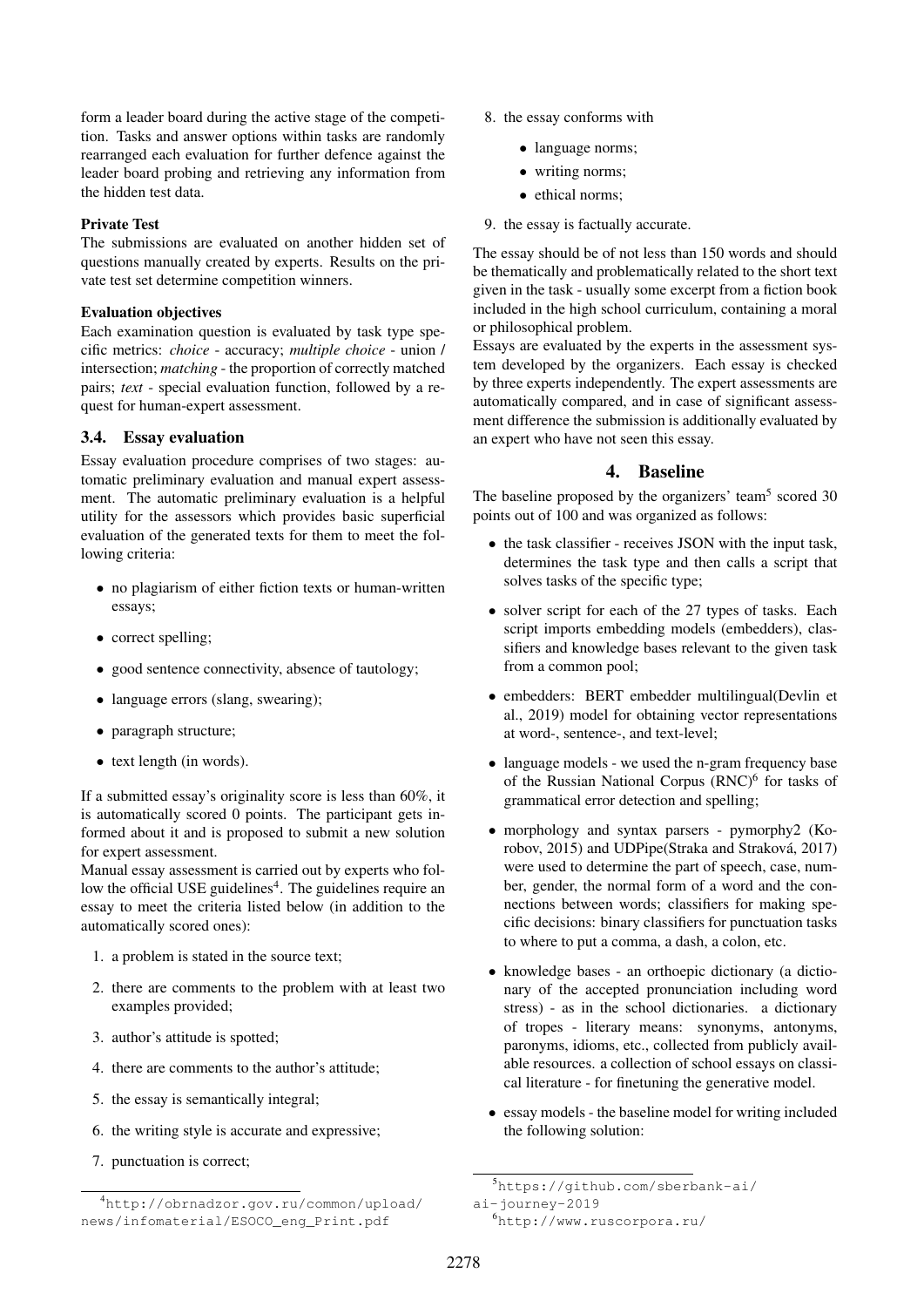form a leader board during the active stage of the competition. Tasks and answer options within tasks are randomly rearranged each evaluation for further defence against the leader board probing and retrieving any information from the hidden test data.

**Private Test**

The submissions are evaluated on another hidden set of questions manually created by experts. Results on the private test set determine competition winners.

**Evaluation objectives**

Each examination question is evaluated by task type specific metrics: *choice* - accuracy; *multiple choice* - union / intersection; *matching* - the proportion of correctly matched pairs; *text* - special evaluation function, followed by a request for human-expert assessment.

### 3.4. Essay evaluation

Essay evaluation procedure comprises of two stages: automatic preliminary evaluation and manual expert assessment. The automatic preliminary evaluation is a helpful utility for the assessors which provides basic superficial evaluation of the generated texts for them to meet the following criteria:

- no plagiarism of either fiction texts or human-written essays;
- correct spelling;
- good sentence connectivity, absence of tautology;
- language errors (slang, swearing);
- paragraph structure;
- text length (in words).

If a submitted essay's originality score is less than 60%, it is automatically scored 0 points. The participant gets informed about it and is proposed to submit a new solution for expert assessment.

Manual essay assessment is carried out by experts who follow the official USE guidelines[4]. The guidelines require an essay to meet the criteria listed below (in addition to the automatically scored ones):

1. a problem is stated in the source text;
2. there are comments to the problem with at least two examples provided;
3. author's attitude is spotted;
4. there are comments to the author's attitude;
5. the essay is semantically integral;
6. the writing style is accurate and expressive;
7. punctuation is correct;
8. the essay conforms with
   - language norms;
   - writing norms;
   - ethical norms;
9. the essay is factually accurate.

The essay should be of not less than 150 words and should be thematically and problematically related to the short text given in the task - usually some excerpt from a fiction book included in the high school curriculum, containing a moral or philosophical problem.

Essays are evaluated by the experts in the assessment system developed by the organizers. Each essay is checked by three experts independently. The expert assessments are automatically compared, and in case of significant assessment difference the submission is additionally evaluated by an expert who have not seen this essay.

## 4. Baseline

The baseline proposed by the organizers' team[5] scored 30 points out of 100 and was organized as follows:

- the task classifier - receives JSON with the input task, determines the task type and then calls a script that solves tasks of the specific type;
- solver script for each of the 27 types of tasks. Each script imports embedding models (embedders), classifiers and knowledge bases relevant to the given task from a common pool;
- embedders: BERT embedder multilingual(Devlin et al., 2019) model for obtaining vector representations at word-, sentence-, and text-level;
- language models - we used the n-gram frequency base of the Russian National Corpus (RNC)[6] for tasks of grammatical error detection and spelling;
- morphology and syntax parsers - pymorphy2 (Korobov, 2015) and UDPipe(Straka and Straková, 2017) were used to determine the part of speech, case, number, gender, the normal form of a word and the connections between words; classifiers for making specific decisions: binary classifiers for punctuation tasks to where to put a comma, a dash, a colon, etc.
- knowledge bases - an orthoepic dictionary (a dictionary of the accepted pronunciation including word stress) - as in the school dictionaries. a dictionary of tropes - literary means: synonyms, antonyms, paronyms, idioms, etc., collected from publicly available resources. a collection of school essays on classical literature - for finetuning the generative model.
- essay models - the baseline model for writing included the following solution:

[4] http://obrnadzor.gov.ru/common/upload/news/infomaterial/ESOCO_eng_Print.pdf

[5] https://github.com/sberbank-ai/ai-journey-2019

[6] http://www.ruscorpora.ru/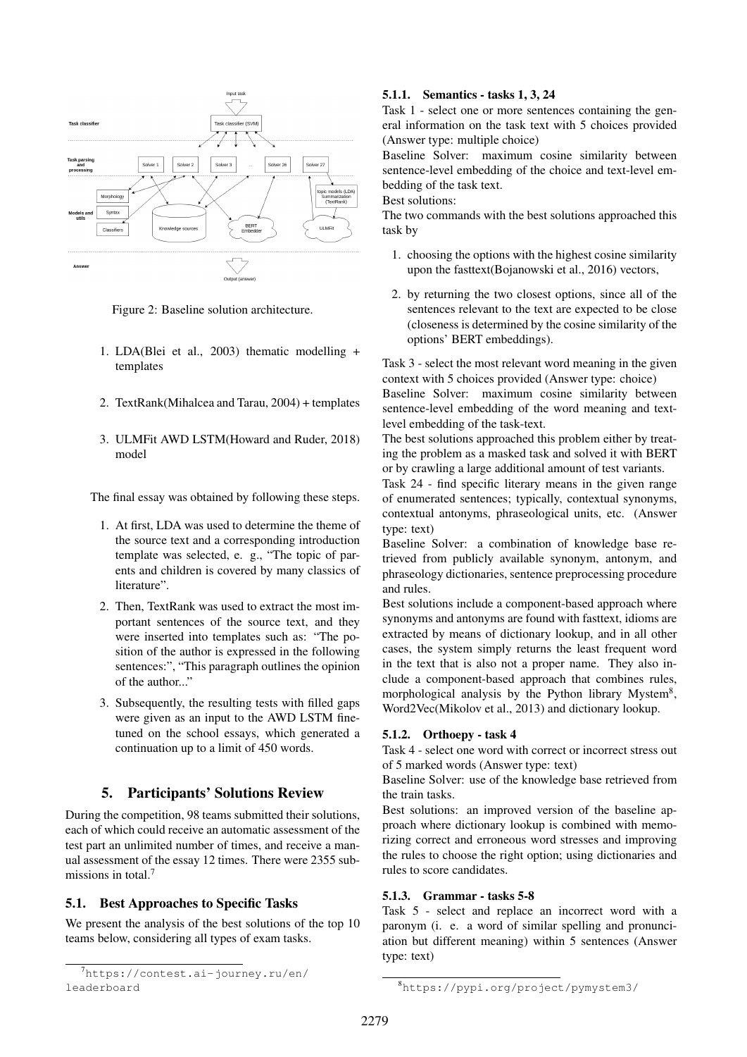Figure 2: Baseline solution architecture.

1. LDA(Blei et al., 2003) thematic modelling + templates
2. TextRank(Mihalcea and Tarau, 2004) + templates
3. ULMFit AWD LSTM(Howard and Ruder, 2018) model

The final essay was obtained by following these steps.

1. At first, LDA was used to determine the theme of the source text and a corresponding introduction template was selected, e. g., "The topic of parents and children is covered by many classics of literature".
2. Then, TextRank was used to extract the most important sentences of the source text, and they were inserted into templates such as: "The position of the author is expressed in the following sentences:", "This paragraph outlines the opinion of the author..."
3. Subsequently, the resulting tests with filled gaps were given as an input to the AWD LSTM finetuned on the school essays, which generated a continuation up to a limit of 450 words.

## 5. Participants' Solutions Review

During the competition, 98 teams submitted their solutions, each of which could receive an automatic assessment of the test part an unlimited number of times, and receive a manual assessment of the essay 12 times. There were 2355 submissions in total.[7]

### 5.1. Best Approaches to Specific Tasks

We present the analysis of the best solutions of the top 10 teams below, considering all types of exam tasks.

[7] https://contest.ai-journey.ru/en/leaderboard

#### 5.1.1. Semantics - tasks 1, 3, 24

Task 1 - select one or more sentences containing the general information on the task text with 5 choices provided (Answer type: multiple choice)

Baseline Solver: maximum cosine similarity between sentence-level embedding of the choice and text-level embedding of the task text.

Best solutions:

The two commands with the best solutions approached this task by

1. choosing the options with the highest cosine similarity upon the fasttext(Bojanowski et al., 2016) vectors,
2. by returning the two closest options, since all of the sentences relevant to the text are expected to be close (closeness is determined by the cosine similarity of the options' BERT embeddings).

Task 3 - select the most relevant word meaning in the given context with 5 choices provided (Answer type: choice)

Baseline Solver: maximum cosine similarity between sentence-level embedding of the word meaning and text-level embedding of the task-text.

The best solutions approached this problem either by treating the problem as a masked task and solved it with BERT or by crawling a large additional amount of test variants.

Task 24 - find specific literary means in the given range of enumerated sentences; typically, contextual synonyms, contextual antonyms, phraseological units, etc. (Answer type: text)

Baseline Solver: a combination of knowledge base retrieved from publicly available synonym, antonym, and phraseology dictionaries, sentence preprocessing procedure and rules.

Best solutions include a component-based approach where synonyms and antonyms are found with fasttext, idioms are extracted by means of dictionary lookup, and in all other cases, the system simply returns the least frequent word in the text that is also not a proper name. They also include a component-based approach that combines rules, morphological analysis by the Python library Mystem[8], Word2Vec(Mikolov et al., 2013) and dictionary lookup.

#### 5.1.2. Orthoepy - task 4

Task 4 - select one word with correct or incorrect stress out of 5 marked words (Answer type: text)

Baseline Solver: use of the knowledge base retrieved from the train tasks.

Best solutions: an improved version of the baseline approach where dictionary lookup is combined with memorizing correct and erroneous word stresses and improving the rules to choose the right option; using dictionaries and rules to score candidates.

#### 5.1.3. Grammar - tasks 5-8

Task 5 - select and replace an incorrect word with a paronym (i. e. a word of similar spelling and pronunciation but different meaning) within 5 sentences (Answer type: text)

[8] https://pypi.org/project/pymystem3/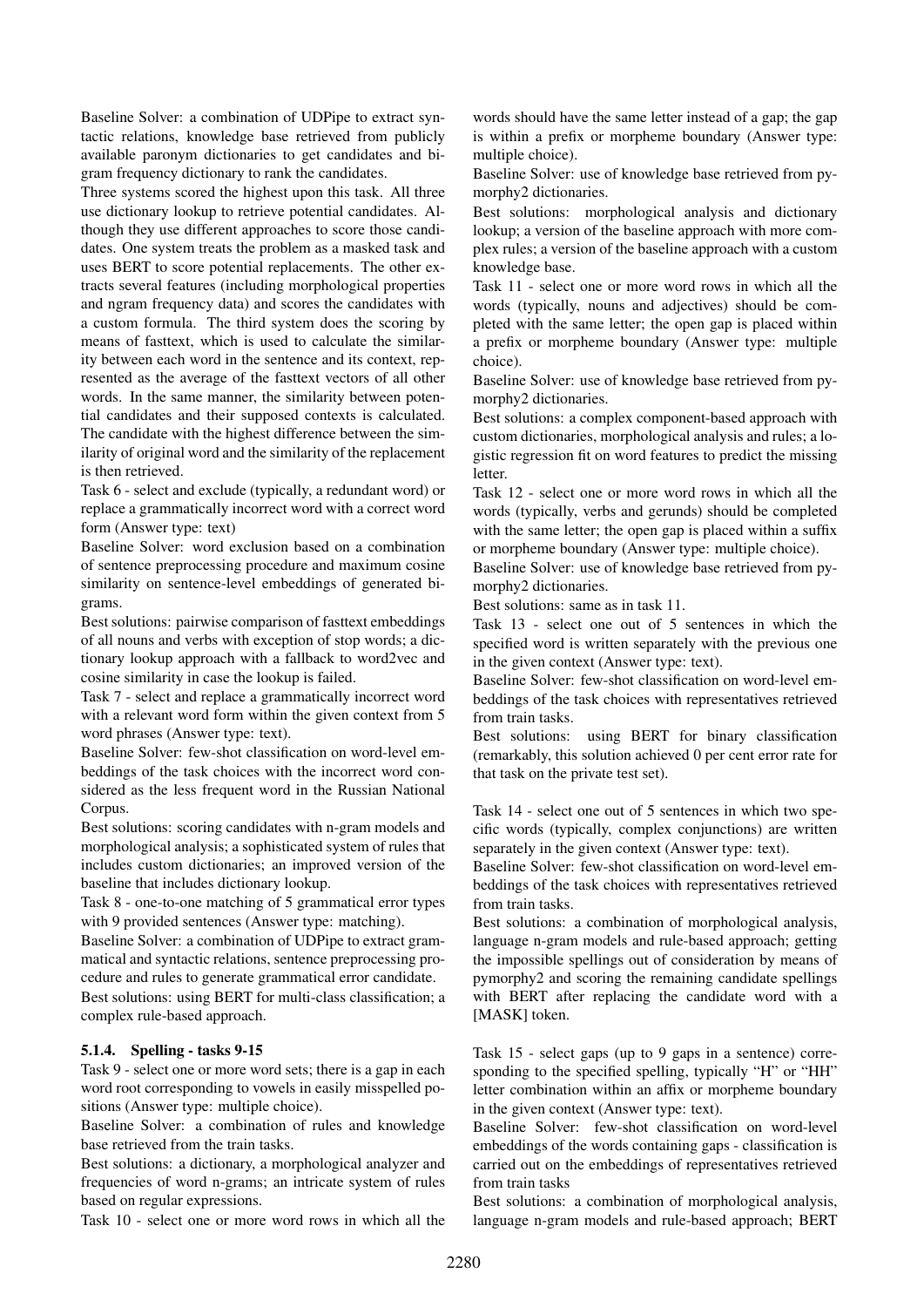Baseline Solver: a combination of UDPipe to extract syntactic relations, knowledge base retrieved from publicly available paronym dictionaries to get candidates and bigram frequency dictionary to rank the candidates.

Three systems scored the highest upon this task. All three use dictionary lookup to retrieve potential candidates. Although they use different approaches to score those candidates. One system treats the problem as a masked task and uses BERT to score potential replacements. The other extracts several features (including morphological properties and ngram frequency data) and scores the candidates with a custom formula. The third system does the scoring by means of fasttext, which is used to calculate the similarity between each word in the sentence and its context, represented as the average of the fasttext vectors of all other words. In the same manner, the similarity between potential candidates and their supposed contexts is calculated. The candidate with the highest difference between the similarity of original word and the similarity of the replacement is then retrieved.

Task 6 - select and exclude (typically, a redundant word) or replace a grammatically incorrect word with a correct word form (Answer type: text)

Baseline Solver: word exclusion based on a combination of sentence preprocessing procedure and maximum cosine similarity on sentence-level embeddings of generated bigrams.

Best solutions: pairwise comparison of fasttext embeddings of all nouns and verbs with exception of stop words; a dictionary lookup approach with a fallback to word2vec and cosine similarity in case the lookup is failed.

Task 7 - select and replace a grammatically incorrect word with a relevant word form within the given context from 5 word phrases (Answer type: text).

Baseline Solver: few-shot classification on word-level embeddings of the task choices with the incorrect word considered as the less frequent word in the Russian National Corpus.

Best solutions: scoring candidates with n-gram models and morphological analysis; a sophisticated system of rules that includes custom dictionaries; an improved version of the baseline that includes dictionary lookup.

Task 8 - one-to-one matching of 5 grammatical error types with 9 provided sentences (Answer type: matching).

Baseline Solver: a combination of UDPipe to extract grammatical and syntactic relations, sentence preprocessing procedure and rules to generate grammatical error candidate.

Best solutions: using BERT for multi-class classification; a complex rule-based approach.

#### 5.1.4. Spelling - tasks 9-15

Task 9 - select one or more word sets; there is a gap in each word root corresponding to vowels in easily misspelled positions (Answer type: multiple choice).

Baseline Solver: a combination of rules and knowledge base retrieved from the train tasks.

Best solutions: a dictionary, a morphological analyzer and frequencies of word n-grams; an intricate system of rules based on regular expressions.

Task 10 - select one or more word rows in which all the words should have the same letter instead of a gap; the gap is within a prefix or morpheme boundary (Answer type: multiple choice).

Baseline Solver: use of knowledge base retrieved from pymorphy2 dictionaries.

Best solutions: morphological analysis and dictionary lookup; a version of the baseline approach with more complex rules; a version of the baseline approach with a custom knowledge base.

Task 11 - select one or more word rows in which all the words (typically, nouns and adjectives) should be completed with the same letter; the open gap is placed within a prefix or morpheme boundary (Answer type: multiple choice).

Baseline Solver: use of knowledge base retrieved from pymorphy2 dictionaries.

Best solutions: a complex component-based approach with custom dictionaries, morphological analysis and rules; a logistic regression fit on word features to predict the missing letter.

Task 12 - select one or more word rows in which all the words (typically, verbs and gerunds) should be completed with the same letter; the open gap is placed within a suffix or morpheme boundary (Answer type: multiple choice).

Baseline Solver: use of knowledge base retrieved from pymorphy2 dictionaries.

Best solutions: same as in task 11.

Task 13 - select one out of 5 sentences in which the specified word is written separately with the previous one in the given context (Answer type: text).

Baseline Solver: few-shot classification on word-level embeddings of the task choices with representatives retrieved from train tasks.

Best solutions: using BERT for binary classification (remarkably, this solution achieved 0 per cent error rate for that task on the private test set).

Task 14 - select one out of 5 sentences in which two specific words (typically, complex conjunctions) are written separately in the given context (Answer type: text).

Baseline Solver: few-shot classification on word-level embeddings of the task choices with representatives retrieved from train tasks.

Best solutions: a combination of morphological analysis, language n-gram models and rule-based approach; getting the impossible spellings out of consideration by means of pymorphy2 and scoring the remaining candidate spellings with BERT after replacing the candidate word with a [MASK] token.

Task 15 - select gaps (up to 9 gaps in a sentence) corresponding to the specified spelling, typically "H" or "HH" letter combination within an affix or morpheme boundary in the given context (Answer type: text).

Baseline Solver: few-shot classification on word-level embeddings of the words containing gaps - classification is carried out on the embeddings of representatives retrieved from train tasks

Best solutions: a combination of morphological analysis, language n-gram models and rule-based approach; BERT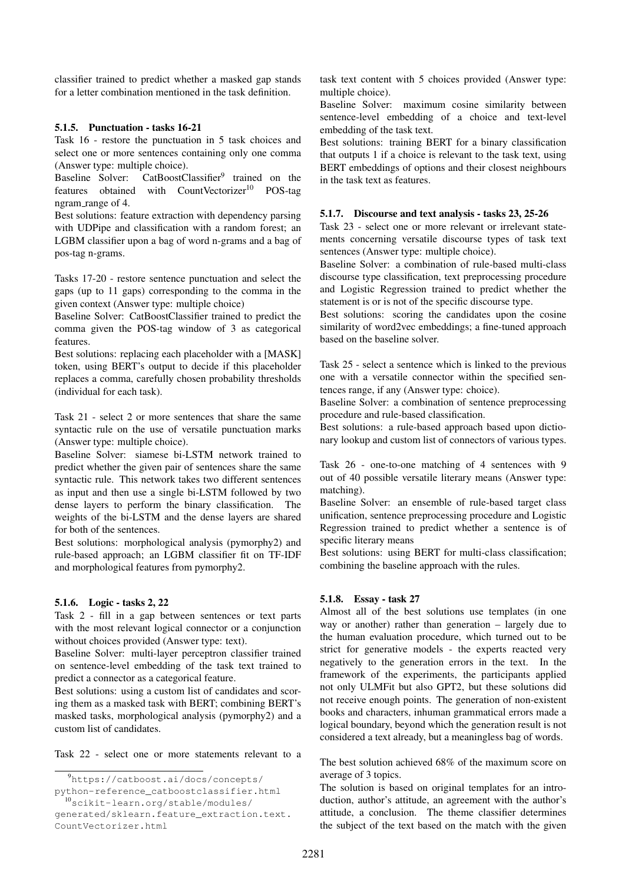classifier trained to predict whether a masked gap stands for a letter combination mentioned in the task definition.

#### 5.1.5. Punctuation - tasks 16-21

Task 16 - restore the punctuation in 5 task choices and select one or more sentences containing only one comma (Answer type: multiple choice).
Baseline Solver: CatBoostClassifier[9] trained on the features obtained with CountVectorizer[10] POS-tag ngram_range of 4.
Best solutions: feature extraction with dependency parsing with UDPipe and classification with a random forest; an LGBM classifier upon a bag of word n-grams and a bag of pos-tag n-grams.

Tasks 17-20 - restore sentence punctuation and select the gaps (up to 11 gaps) corresponding to the comma in the given context (Answer type: multiple choice)
Baseline Solver: CatBoostClassifier trained to predict the comma given the POS-tag window of 3 as categorical features.
Best solutions: replacing each placeholder with a [MASK] token, using BERT's output to decide if this placeholder replaces a comma, carefully chosen probability thresholds (individual for each task).

Task 21 - select 2 or more sentences that share the same syntactic rule on the use of versatile punctuation marks (Answer type: multiple choice).
Baseline Solver: siamese bi-LSTM network trained to predict whether the given pair of sentences share the same syntactic rule. This network takes two different sentences as input and then use a single bi-LSTM followed by two dense layers to perform the binary classification. The weights of the bi-LSTM and the dense layers are shared for both of the sentences.
Best solutions: morphological analysis (pymorphy2) and rule-based approach; an LGBM classifier fit on TF-IDF and morphological features from pymorphy2.

#### 5.1.6. Logic - tasks 2, 22

Task 2 - fill in a gap between sentences or text parts with the most relevant logical connector or a conjunction without choices provided (Answer type: text).
Baseline Solver: multi-layer perceptron classifier trained on sentence-level embedding of the task text trained to predict a connector as a categorical feature.
Best solutions: using a custom list of candidates and scoring them as a masked task with BERT; combining BERT's masked tasks, morphological analysis (pymorphy2) and a custom list of candidates.

Task 22 - select one or more statements relevant to a task text content with 5 choices provided (Answer type: multiple choice).
Baseline Solver: maximum cosine similarity between sentence-level embedding of a choice and text-level embedding of the task text.
Best solutions: training BERT for a binary classification that outputs 1 if a choice is relevant to the task text, using BERT embeddings of options and their closest neighbours in the task text as features.

#### 5.1.7. Discourse and text analysis - tasks 23, 25-26

Task 23 - select one or more relevant or irrelevant statements concerning versatile discourse types of task text sentences (Answer type: multiple choice).
Baseline Solver: a combination of rule-based multi-class discourse type classification, text preprocessing procedure and Logistic Regression trained to predict whether the statement is or is not of the specific discourse type.
Best solutions: scoring the candidates upon the cosine similarity of word2vec embeddings; a fine-tuned approach based on the baseline solver.

Task 25 - select a sentence which is linked to the previous one with a versatile connector within the specified sentences range, if any (Answer type: choice).
Baseline Solver: a combination of sentence preprocessing procedure and rule-based classification.
Best solutions: a rule-based approach based upon dictionary lookup and custom list of connectors of various types.

Task 26 - one-to-one matching of 4 sentences with 9 out of 40 possible versatile literary means (Answer type: matching).
Baseline Solver: an ensemble of rule-based target class unification, sentence preprocessing procedure and Logistic Regression trained to predict whether a sentence is of specific literary means
Best solutions: using BERT for multi-class classification; combining the baseline approach with the rules.

#### 5.1.8. Essay - task 27

Almost all of the best solutions use templates (in one way or another) rather than generation – largely due to the human evaluation procedure, which turned out to be strict for generative models - the experts reacted very negatively to the generation errors in the text. In the framework of the experiments, the participants applied not only ULMFit but also GPT2, but these solutions did not receive enough points. The generation of non-existent books and characters, inhuman grammatical errors made a logical boundary, beyond which the generation result is not considered a text already, but a meaningless bag of words.

The best solution achieved 68% of the maximum score on average of 3 topics.
The solution is based on original templates for an introduction, author's attitude, an agreement with the author's attitude, a conclusion. The theme classifier determines the subject of the text based on the match with the given

[9] https://catboost.ai/docs/concepts/python-reference_catboostclassifier.html

[10] scikit-learn.org/stable/modules/generated/sklearn.feature_extraction.text.CountVectorizer.html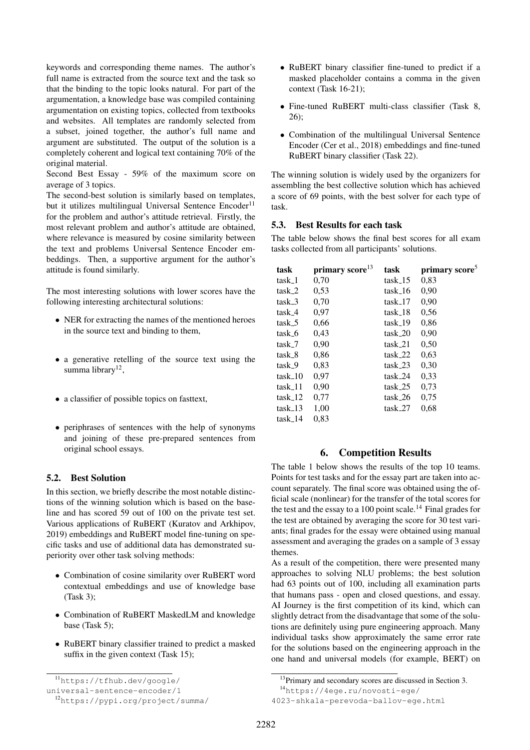keywords and corresponding theme names. The author's full name is extracted from the source text and the task so that the binding to the topic looks natural. For part of the argumentation, a knowledge base was compiled containing argumentation on existing topics, collected from textbooks and websites. All templates are randomly selected from a subset, joined together, the author's full name and argument are substituted. The output of the solution is a completely coherent and logical text containing 70% of the original material.

Second Best Essay - 59% of the maximum score on average of 3 topics.

The second-best solution is similarly based on templates, but it utilizes multilingual Universal Sentence Encoder[11] for the problem and author's attitude retrieval. Firstly, the most relevant problem and author's attitude are obtained, where relevance is measured by cosine similarity between the text and problems Universal Sentence Encoder embeddings. Then, a supportive argument for the author's attitude is found similarly.

The most interesting solutions with lower scores have the following interesting architectural solutions:

- NER for extracting the names of the mentioned heroes in the source text and binding to them,
- a generative retelling of the source text using the summa library[12],
- a classifier of possible topics on fasttext,
- periphrases of sentences with the help of synonyms and joining of these pre-prepared sentences from original school essays.

### 5.2. Best Solution

In this section, we briefly describe the most notable distinctions of the winning solution which is based on the baseline and has scored 59 out of 100 on the private test set. Various applications of RuBERT (Kuratov and Arkhipov, 2019) embeddings and RuBERT model fine-tuning on specific tasks and use of additional data has demonstrated superiority over other task solving methods:

- Combination of cosine similarity over RuBERT word contextual embeddings and use of knowledge base (Task 3);
- Combination of RuBERT MaskedLM and knowledge base (Task 5);
- RuBERT binary classifier trained to predict a masked suffix in the given context (Task 15);
- RuBERT binary classifier fine-tuned to predict if a masked placeholder contains a comma in the given context (Task 16-21);
- Fine-tuned RuBERT multi-class classifier (Task 8, 26);
- Combination of the multilingual Universal Sentence Encoder (Cer et al., 2018) embeddings and fine-tuned RuBERT binary classifier (Task 22).

The winning solution is widely used by the organizers for assembling the best collective solution which has achieved a score of 69 points, with the best solver for each type of task.

### 5.3. Best Results for each task

The table below shows the final best scores for all exam tasks collected from all participants' solutions.

| task | primary score[13] | task | primary score[5] |
|---|---|---|---|
| task_1 | 0,70 | task_15 | 0,83 |
| task_2 | 0,53 | task_16 | 0,90 |
| task_3 | 0,70 | task_17 | 0,90 |
| task_4 | 0,97 | task_18 | 0,56 |
| task_5 | 0,66 | task_19 | 0,86 |
| task_6 | 0,43 | task_20 | 0,90 |
| task_7 | 0,90 | task_21 | 0,50 |
| task_8 | 0,86 | task_22 | 0,63 |
| task_9 | 0,83 | task_23 | 0,30 |
| task_10 | 0,97 | task_24 | 0,33 |
| task_11 | 0,90 | task_25 | 0,73 |
| task_12 | 0,77 | task_26 | 0,75 |
| task_13 | 1,00 | task_27 | 0,68 |
| task_14 | 0,83 | | |

## 6. Competition Results

The table 1 below shows the results of the top 10 teams. Points for test tasks and for the essay part are taken into account separately. The final score was obtained using the official scale (nonlinear) for the transfer of the total scores for the test and the essay to a 100 point scale.[14] Final grades for the test are obtained by averaging the score for 30 test variants; final grades for the essay were obtained using manual assessment and averaging the grades on a sample of 3 essay themes.

As a result of the competition, there were presented many approaches to solving NLU problems; the best solution had 63 points out of 100, including all examination parts that humans pass - open and closed questions, and essay. AI Journey is the first competition of its kind, which can slightly detract from the disadvantage that some of the solutions are definitely using pure engineering approach. Many individual tasks show approximately the same error rate for the solutions based on the engineering approach in the one hand and universal models (for example, BERT) on

[11] https://tfhub.dev/google/universal-sentence-encoder/1

[12] https://pypi.org/project/summa/

[13] Primary and secondary scores are discussed in Section 3.

[14] https://4ege.ru/novosti-ege/4023-shkala-perevoda-ballov-ege.html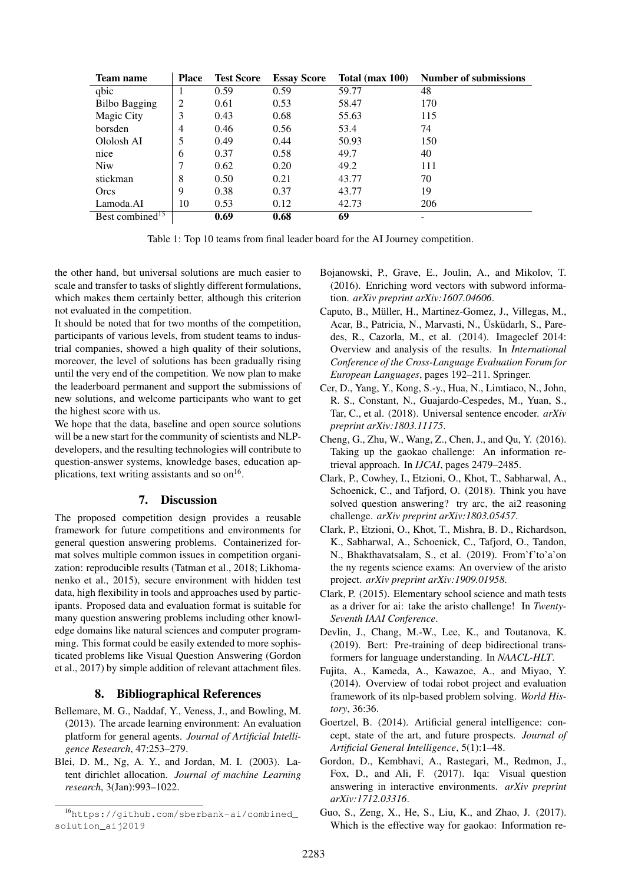| Team name | Place | Test Score | Essay Score | Total (max 100) | Number of submissions |
|---|---|---|---|---|---|
| qbic | 1 | 0.59 | 0.59 | 59.77 | 48 |
| Bilbo Bagging | 2 | 0.61 | 0.53 | 58.47 | 170 |
| Magic City | 3 | 0.43 | 0.68 | 55.63 | 115 |
| borsden | 4 | 0.46 | 0.56 | 53.4 | 74 |
| Ololosh AI | 5 | 0.49 | 0.44 | 50.93 | 150 |
| nice | 6 | 0.37 | 0.58 | 49.7 | 40 |
| Niw | 7 | 0.62 | 0.20 | 49.2 | 111 |
| stickman | 8 | 0.50 | 0.21 | 43.77 | 70 |
| Orcs | 9 | 0.38 | 0.37 | 43.77 | 19 |
| Lamoda.AI | 10 | 0.53 | 0.12 | 42.73 | 206 |
| Best combined[15] | | **0.69** | **0.68** | **69** | - |

Table 1: Top 10 teams from final leader board for the AI Journey competition.

the other hand, but universal solutions are much easier to scale and transfer to tasks of slightly different formulations, which makes them certainly better, although this criterion not evaluated in the competition.

It should be noted that for two months of the competition, participants of various levels, from student teams to industrial companies, showed a high quality of their solutions, moreover, the level of solutions has been gradually rising until the very end of the competition. We now plan to make the leaderboard permanent and support the submissions of new solutions, and welcome participants who want to get the highest score with us.

We hope that the data, baseline and open source solutions will be a new start for the community of scientists and NLP-developers, and the resulting technologies will contribute to question-answer systems, knowledge bases, education applications, text writing assistants and so on[16].

## 7. Discussion

The proposed competition design provides a reusable framework for future competitions and environments for general question answering problems. Containerized format solves multiple common issues in competition organization: reproducible results (Tatman et al., 2018; Likhomanenko et al., 2015), secure environment with hidden test data, high flexibility in tools and approaches used by participants. Proposed data and evaluation format is suitable for many question answering problems including other knowledge domains like natural sciences and computer programming. This format could be easily extended to more sophisticated problems like Visual Question Answering (Gordon et al., 2017) by simple addition of relevant attachment files.

## 8. Bibliographical References

Bellemare, M. G., Naddaf, Y., Veness, J., and Bowling, M. (2013). The arcade learning environment: An evaluation platform for general agents. *Journal of Artificial Intelligence Research*, 47:253–279.

Blei, D. M., Ng, A. Y., and Jordan, M. I. (2003). Latent dirichlet allocation. *Journal of machine Learning research*, 3(Jan):993–1022.

Bojanowski, P., Grave, E., Joulin, A., and Mikolov, T. (2016). Enriching word vectors with subword information. *arXiv preprint arXiv:1607.04606*.

Caputo, B., Müller, H., Martinez-Gomez, J., Villegas, M., Acar, B., Patricia, N., Marvasti, N., Üsküdarlı, S., Paredes, R., Cazorla, M., et al. (2014). Imageclef 2014: Overview and analysis of the results. In *International Conference of the Cross-Language Evaluation Forum for European Languages*, pages 192–211. Springer.

Cer, D., Yang, Y., Kong, S.-y., Hua, N., Limtiaco, N., John, R. S., Constant, N., Guajardo-Cespedes, M., Yuan, S., Tar, C., et al. (2018). Universal sentence encoder. *arXiv preprint arXiv:1803.11175*.

Cheng, G., Zhu, W., Wang, Z., Chen, J., and Qu, Y. (2016). Taking up the gaokao challenge: An information retrieval approach. In *IJCAI*, pages 2479–2485.

Clark, P., Cowhey, I., Etzioni, O., Khot, T., Sabharwal, A., Schoenick, C., and Tafjord, O. (2018). Think you have solved question answering? try arc, the ai2 reasoning challenge. *arXiv preprint arXiv:1803.05457*.

Clark, P., Etzioni, O., Khot, T., Mishra, B. D., Richardson, K., Sabharwal, A., Schoenick, C., Tafjord, O., Tandon, N., Bhakthavatsalam, S., et al. (2019). From'f'to'a'on the ny regents science exams: An overview of the aristo project. *arXiv preprint arXiv:1909.01958*.

Clark, P. (2015). Elementary school science and math tests as a driver for ai: take the aristo challenge! In *Twenty-Seventh IAAI Conference*.

Devlin, J., Chang, M.-W., Lee, K., and Toutanova, K. (2019). Bert: Pre-training of deep bidirectional transformers for language understanding. In *NAACL-HLT*.

Fujita, A., Kameda, A., Kawazoe, A., and Miyao, Y. (2014). Overview of todai robot project and evaluation framework of its nlp-based problem solving. *World History*, 36:36.

Goertzel, B. (2014). Artificial general intelligence: concept, state of the art, and future prospects. *Journal of Artificial General Intelligence*, 5(1):1–48.

Gordon, D., Kembhavi, A., Rastegari, M., Redmon, J., Fox, D., and Ali, F. (2017). Iqa: Visual question answering in interactive environments. *arXiv preprint arXiv:1712.03316*.

Guo, S., Zeng, X., He, S., Liu, K., and Zhao, J. (2017). Which is the effective way for gaokao: Information re-

[16] https://github.com/sberbank-ai/combined_solution_aij2019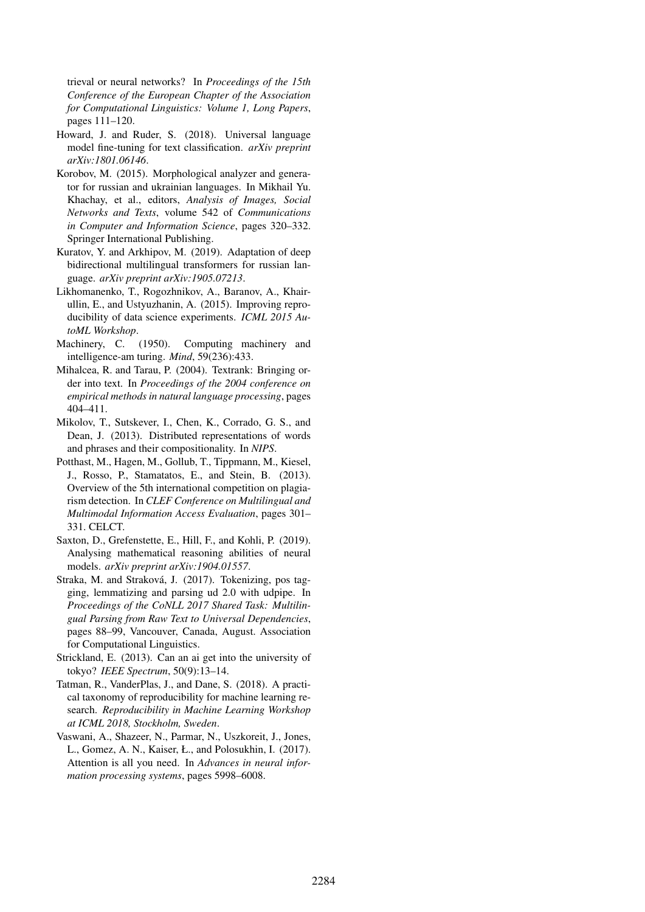trieval or neural networks? In *Proceedings of the 15th Conference of the European Chapter of the Association for Computational Linguistics: Volume 1, Long Papers*, pages 111–120.

Howard, J. and Ruder, S. (2018). Universal language model fine-tuning for text classification. *arXiv preprint arXiv:1801.06146*.

Korobov, M. (2015). Morphological analyzer and generator for russian and ukrainian languages. In Mikhail Yu. Khachay, et al., editors, *Analysis of Images, Social Networks and Texts*, volume 542 of *Communications in Computer and Information Science*, pages 320–332. Springer International Publishing.

Kuratov, Y. and Arkhipov, M. (2019). Adaptation of deep bidirectional multilingual transformers for russian language. *arXiv preprint arXiv:1905.07213*.

Likhomanenko, T., Rogozhnikov, A., Baranov, A., Khairullin, E., and Ustyuzhanin, A. (2015). Improving reproducibility of data science experiments. *ICML 2015 AutoML Workshop*.

Machinery, C. (1950). Computing machinery and intelligence-am turing. *Mind*, 59(236):433.

Mihalcea, R. and Tarau, P. (2004). Textrank: Bringing order into text. In *Proceedings of the 2004 conference on empirical methods in natural language processing*, pages 404–411.

Mikolov, T., Sutskever, I., Chen, K., Corrado, G. S., and Dean, J. (2013). Distributed representations of words and phrases and their compositionality. In *NIPS*.

Potthast, M., Hagen, M., Gollub, T., Tippmann, M., Kiesel, J., Rosso, P., Stamatatos, E., and Stein, B. (2013). Overview of the 5th international competition on plagiarism detection. In *CLEF Conference on Multilingual and Multimodal Information Access Evaluation*, pages 301–331. CELCT.

Saxton, D., Grefenstette, E., Hill, F., and Kohli, P. (2019). Analysing mathematical reasoning abilities of neural models. *arXiv preprint arXiv:1904.01557*.

Straka, M. and Straková, J. (2017). Tokenizing, pos tagging, lemmatizing and parsing ud 2.0 with udpipe. In *Proceedings of the CoNLL 2017 Shared Task: Multilingual Parsing from Raw Text to Universal Dependencies*, pages 88–99, Vancouver, Canada, August. Association for Computational Linguistics.

Strickland, E. (2013). Can an ai get into the university of tokyo? *IEEE Spectrum*, 50(9):13–14.

Tatman, R., VanderPlas, J., and Dane, S. (2018). A practical taxonomy of reproducibility for machine learning research. *Reproducibility in Machine Learning Workshop at ICML 2018, Stockholm, Sweden*.

Vaswani, A., Shazeer, N., Parmar, N., Uszkoreit, J., Jones, L., Gomez, A. N., Kaiser, Ł., and Polosukhin, I. (2017). Attention is all you need. In *Advances in neural information processing systems*, pages 5998–6008.